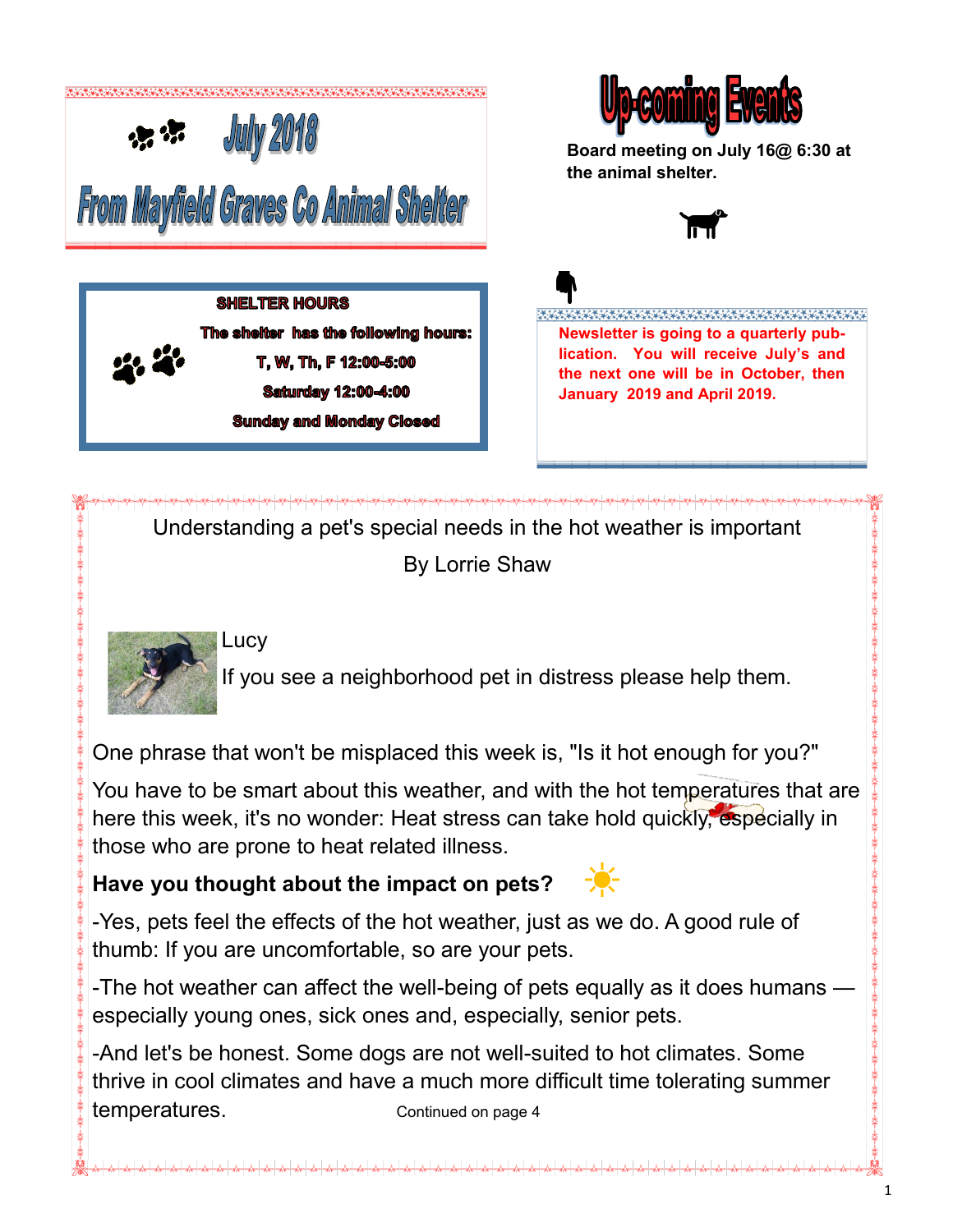# July 2018

# From Mayfield Graves Co Animal Shelter

**SHELTER HOURS**

**The shelter has the following hours:**

**T, W, Th, F 12:00-5:00**

**Saturday 12:00-4:00**

**Sunday and Monday Closed**

# Up-coming Events

**Board meeting on July 16@ 6:30 at the animal shelter.**

**Newsletter is going to a quarterly publication. You will receive July's and the next one will be in October, then January 2019 and April 2019.**

## Understanding a pet's special needs in the hot weather is important

By Lorrie Shaw

Lucy

If you see a neighborhood pet in distress please help them.

One phrase that won't be misplaced this week is, "Is it hot enough for you?"

You have to be smart about this weather, and with the hot temperatures that are here this week, it's no wonder: Heat stress can take hold quickly, especially in those who are prone to heat related illness.

**Have you thought about the impact on pets?**

-Yes, pets feel the effects of the hot weather, just as we do. A good rule of thumb: If you are uncomfortable, so are your pets.

-The hot weather can affect the well-being of pets equally as it does humans — especially young ones, sick ones and, especially, senior pets.

-And let's be honest. Some dogs are not well-suited to hot climates. Some thrive in cool climates and have a much more difficult time tolerating summer temperatures.

Continued on page 4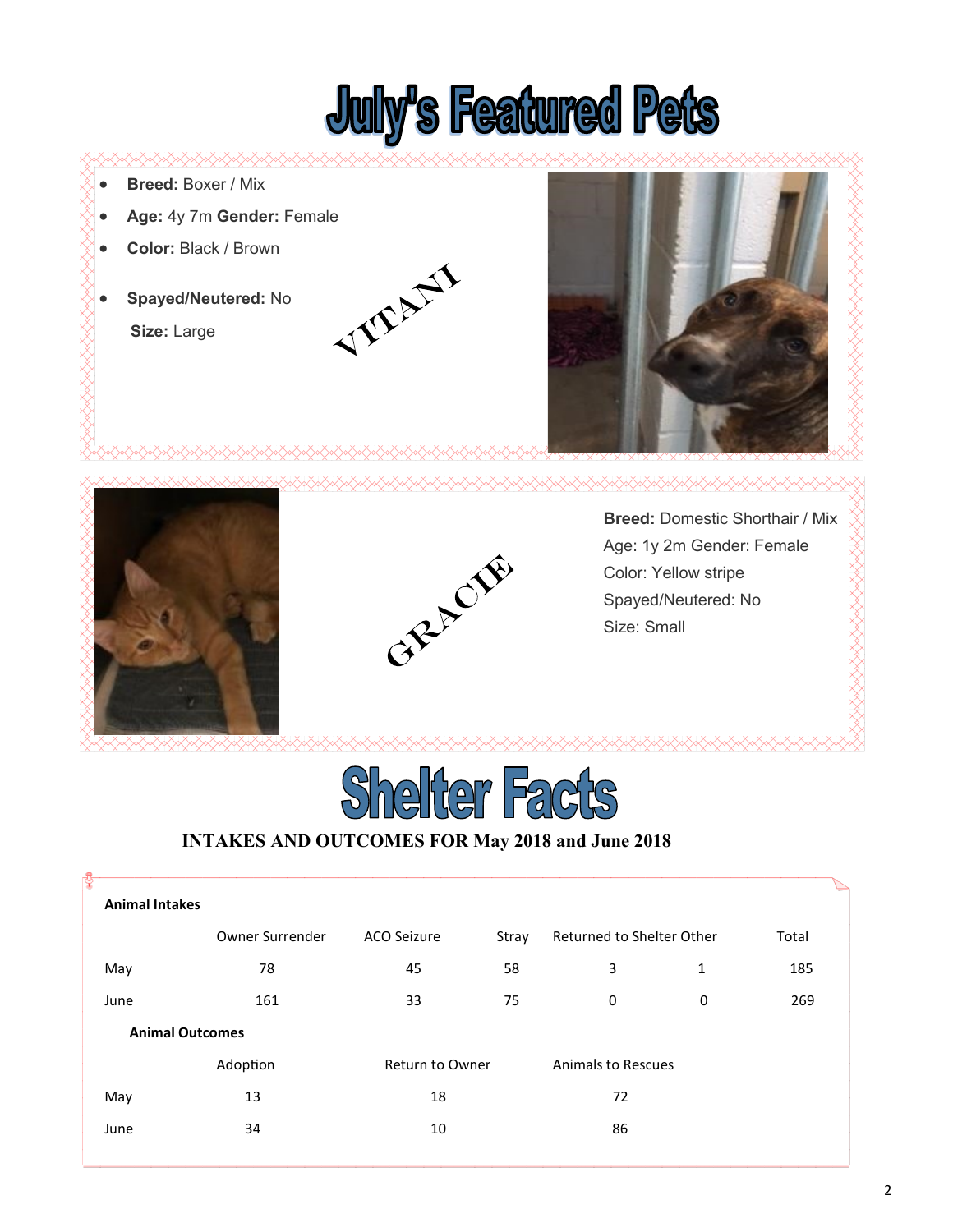# July's Featured Pets

## VITANI

- **Breed:** Boxer / Mix
- **Age:** 4y 7m **Gender:** Female
- **Color:** Black / Brown
- **Spayed/Neutered:** No

  **Size:** Large

## GRACIE

**Breed:** Domestic Shorthair / Mix
Age: 1y 2m Gender: Female
Color: Yellow stripe
Spayed/Neutered: No
Size: Small

# Shelter Facts

**INTAKES AND OUTCOMES FOR May 2018 and June 2018**

**Animal Intakes**

| | Owner Surrender | ACO Seizure | Stray | Returned to Shelter | Other | Total |
|---|---|---|---|---|---|---|
| May | 78 | 45 | 58 | 3 | 1 | 185 |
| June | 161 | 33 | 75 | 0 | 0 | 269 |

**Animal Outcomes**

| | Adoption | Return to Owner | Animals to Rescues |
|---|---|---|---|
| May | 13 | 18 | 72 |
| June | 34 | 10 | 86 |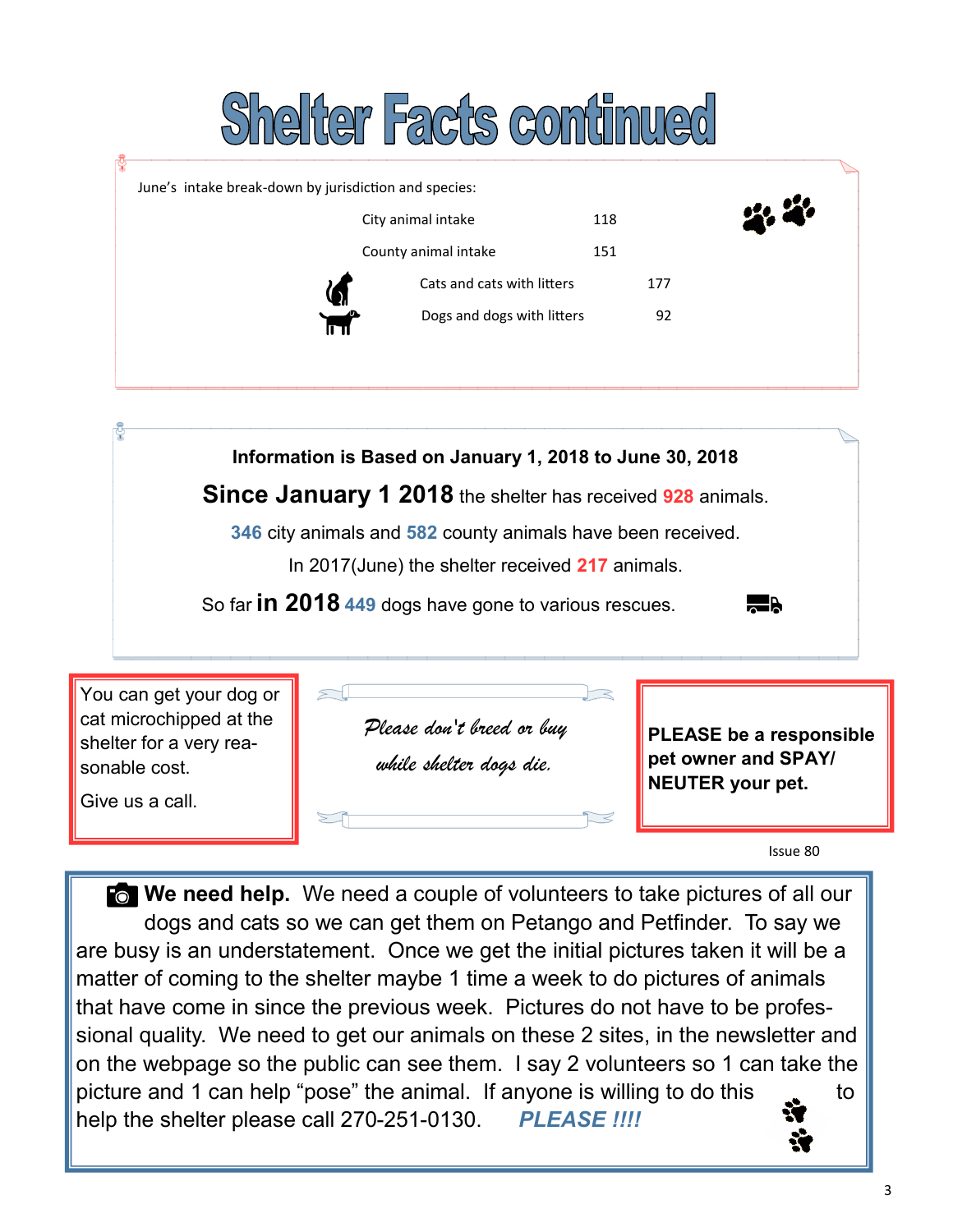# Shelter Facts continued

June's intake break-down by jurisdiction and species:

| | |
|---|---|
| City animal intake | 118 |
| County animal intake | 151 |
| Cats and cats with litters | 177 |
| Dogs and dogs with litters | 92 |

**Information is Based on January 1, 2018 to June 30, 2018**

**Since January 1 2018** the shelter has received **928** animals.

**346** city animals and **582** county animals have been received.

In 2017(June) the shelter received **217** animals.

So far **in 2018** **449** dogs have gone to various rescues.

You can get your dog or cat microchipped at the shelter for a very reasonable cost.

Give us a call.

*Please don't breed or buy while shelter dogs die.*

**PLEASE be a responsible pet owner and SPAY/NEUTER your pet.**

**We need help.** We need a couple of volunteers to take pictures of all our dogs and cats so we can get them on Petango and Petfinder. To say we are busy is an understatement. Once we get the initial pictures taken it will be a matter of coming to the shelter maybe 1 time a week to do pictures of animals that have come in since the previous week. Pictures do not have to be professional quality. We need to get our animals on these 2 sites, in the newsletter and on the webpage so the public can see them. I say 2 volunteers so 1 can take the picture and 1 can help "pose" the animal. If anyone is willing to do this to help the shelter please call 270-251-0130. ***PLEASE !!!!***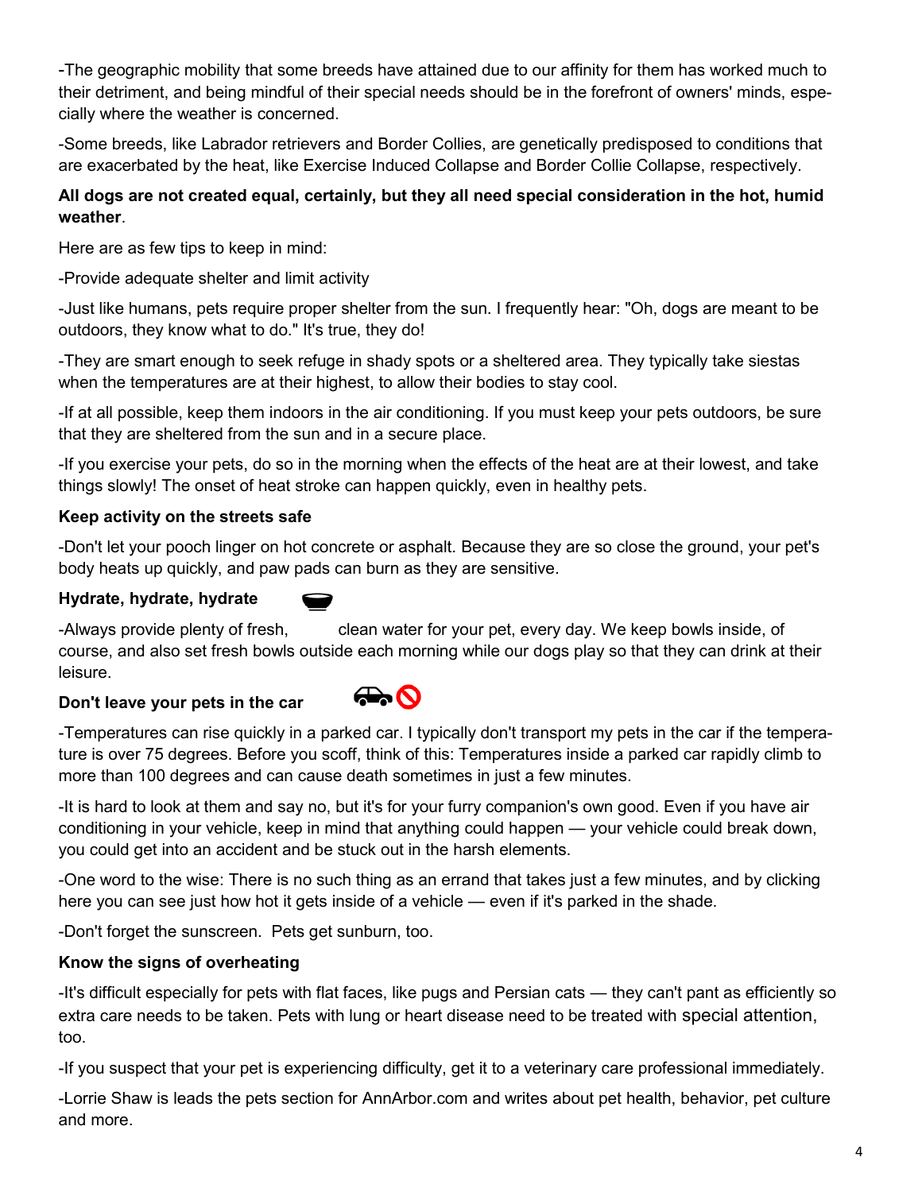-The geographic mobility that some breeds have attained due to our affinity for them has worked much to their detriment, and being mindful of their special needs should be in the forefront of owners' minds, especially where the weather is concerned.

-Some breeds, like Labrador retrievers and Border Collies, are genetically predisposed to conditions that are exacerbated by the heat, like Exercise Induced Collapse and Border Collie Collapse, respectively.

**All dogs are not created equal, certainly, but they all need special consideration in the hot, humid weather**.

Here are as few tips to keep in mind:

-Provide adequate shelter and limit activity

-Just like humans, pets require proper shelter from the sun. I frequently hear: "Oh, dogs are meant to be outdoors, they know what to do." It's true, they do!

-They are smart enough to seek refuge in shady spots or a sheltered area. They typically take siestas when the temperatures are at their highest, to allow their bodies to stay cool.

-If at all possible, keep them indoors in the air conditioning. If you must keep your pets outdoors, be sure that they are sheltered from the sun and in a secure place.

-If you exercise your pets, do so in the morning when the effects of the heat are at their lowest, and take things slowly! The onset of heat stroke can happen quickly, even in healthy pets.

**Keep activity on the streets safe**

-Don't let your pooch linger on hot concrete or asphalt. Because they are so close the ground, your pet's body heats up quickly, and paw pads can burn as they are sensitive.

**Hydrate, hydrate, hydrate**

-Always provide plenty of fresh, clean water for your pet, every day. We keep bowls inside, of course, and also set fresh bowls outside each morning while our dogs play so that they can drink at their leisure.

**Don't leave your pets in the car**

-Temperatures can rise quickly in a parked car. I typically don't transport my pets in the car if the temperature is over 75 degrees. Before you scoff, think of this: Temperatures inside a parked car rapidly climb to more than 100 degrees and can cause death sometimes in just a few minutes.

-It is hard to look at them and say no, but it's for your furry companion's own good. Even if you have air conditioning in your vehicle, keep in mind that anything could happen — your vehicle could break down, you could get into an accident and be stuck out in the harsh elements.

-One word to the wise: There is no such thing as an errand that takes just a few minutes, and by clicking here you can see just how hot it gets inside of a vehicle — even if it's parked in the shade.

-Don't forget the sunscreen. Pets get sunburn, too.

**Know the signs of overheating**

-It's difficult especially for pets with flat faces, like pugs and Persian cats — they can't pant as efficiently so extra care needs to be taken. Pets with lung or heart disease need to be treated with special attention, too.

-If you suspect that your pet is experiencing difficulty, get it to a veterinary care professional immediately.

-Lorrie Shaw is leads the pets section for AnnArbor.com and writes about pet health, behavior, pet culture and more.